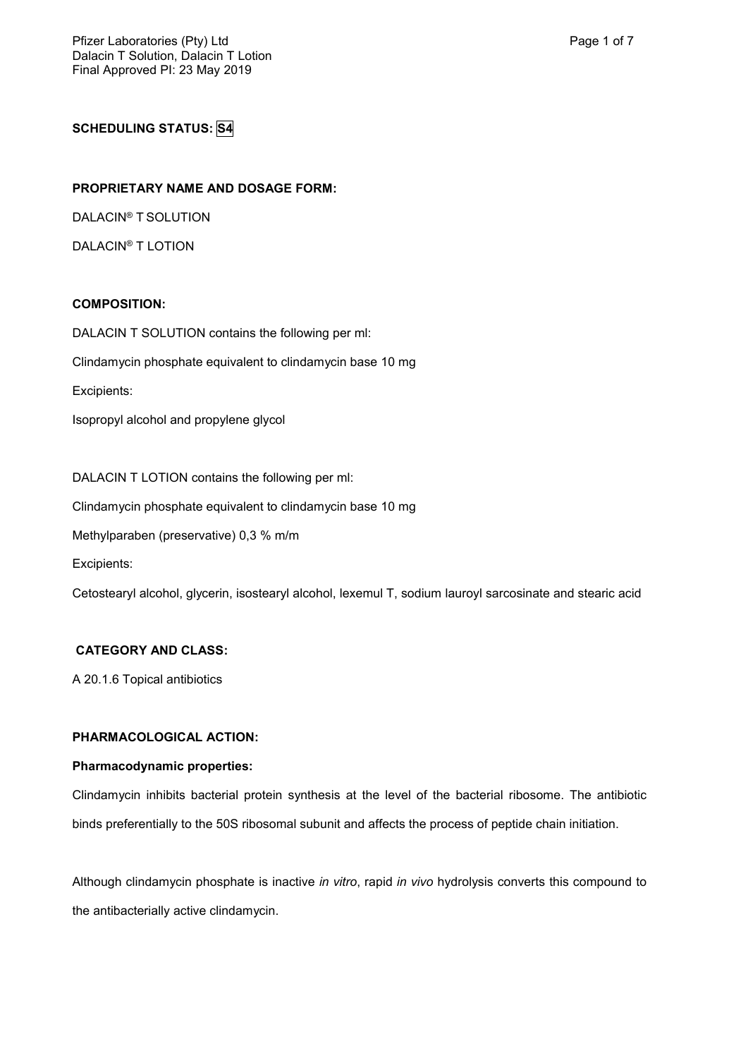**SCHEDULING STATUS: S4**

**PROPRIETARY NAME AND DOSAGE FORM:**

DALACIN® T SOLUTION

DALACIN® T LOTION

**COMPOSITION:**

DALACIN T SOLUTION contains the following per ml:

Clindamycin phosphate equivalent to clindamycin base 10 mg

Excipients:

Isopropyl alcohol and propylene glycol

DALACIN T LOTION contains the following per ml:

Clindamycin phosphate equivalent to clindamycin base 10 mg

Methylparaben (preservative) 0,3 % m/m

Excipients:

Cetostearyl alcohol, glycerin, isostearyl alcohol, lexemul T, sodium lauroyl sarcosinate and stearic acid

**CATEGORY AND CLASS:**

A 20.1.6 Topical antibiotics

**PHARMACOLOGICAL ACTION:**

**Pharmacodynamic properties:**

Clindamycin inhibits bacterial protein synthesis at the level of the bacterial ribosome. The antibiotic binds preferentially to the 50S ribosomal subunit and affects the process of peptide chain initiation.

Although clindamycin phosphate is inactive *in vitro*, rapid *in vivo* hydrolysis converts this compound to the antibacterially active clindamycin.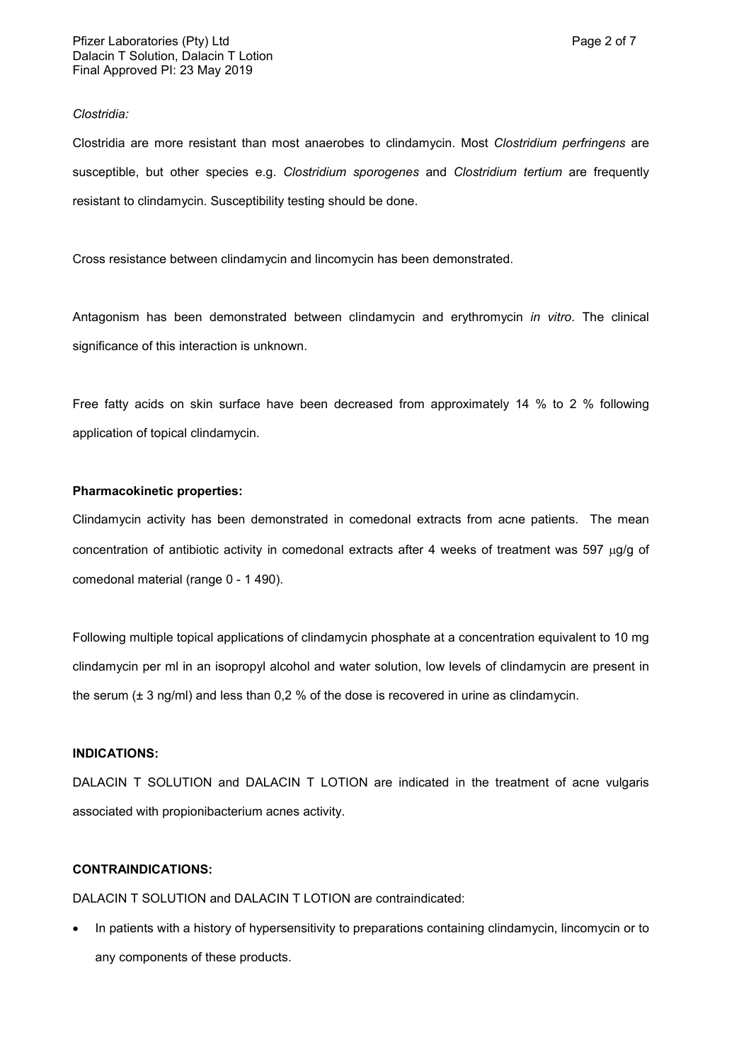*Clostridia:*

Clostridia are more resistant than most anaerobes to clindamycin. Most *Clostridium perfringens* are susceptible, but other species e.g. *Clostridium sporogenes* and *Clostridium tertium* are frequently resistant to clindamycin. Susceptibility testing should be done.

Cross resistance between clindamycin and lincomycin has been demonstrated.

Antagonism has been demonstrated between clindamycin and erythromycin *in vitro*. The clinical significance of this interaction is unknown.

Free fatty acids on skin surface have been decreased from approximately 14 % to 2 % following application of topical clindamycin.

**Pharmacokinetic properties:**

Clindamycin activity has been demonstrated in comedonal extracts from acne patients. The mean concentration of antibiotic activity in comedonal extracts after 4 weeks of treatment was 597 μg/g of comedonal material (range 0 - 1 490).

Following multiple topical applications of clindamycin phosphate at a concentration equivalent to 10 mg clindamycin per ml in an isopropyl alcohol and water solution, low levels of clindamycin are present in the serum (± 3 ng/ml) and less than 0,2 % of the dose is recovered in urine as clindamycin.

**INDICATIONS:**

DALACIN T SOLUTION and DALACIN T LOTION are indicated in the treatment of acne vulgaris associated with propionibacterium acnes activity.

**CONTRAINDICATIONS:**

DALACIN T SOLUTION and DALACIN T LOTION are contraindicated:

- In patients with a history of hypersensitivity to preparations containing clindamycin, lincomycin or to any components of these products.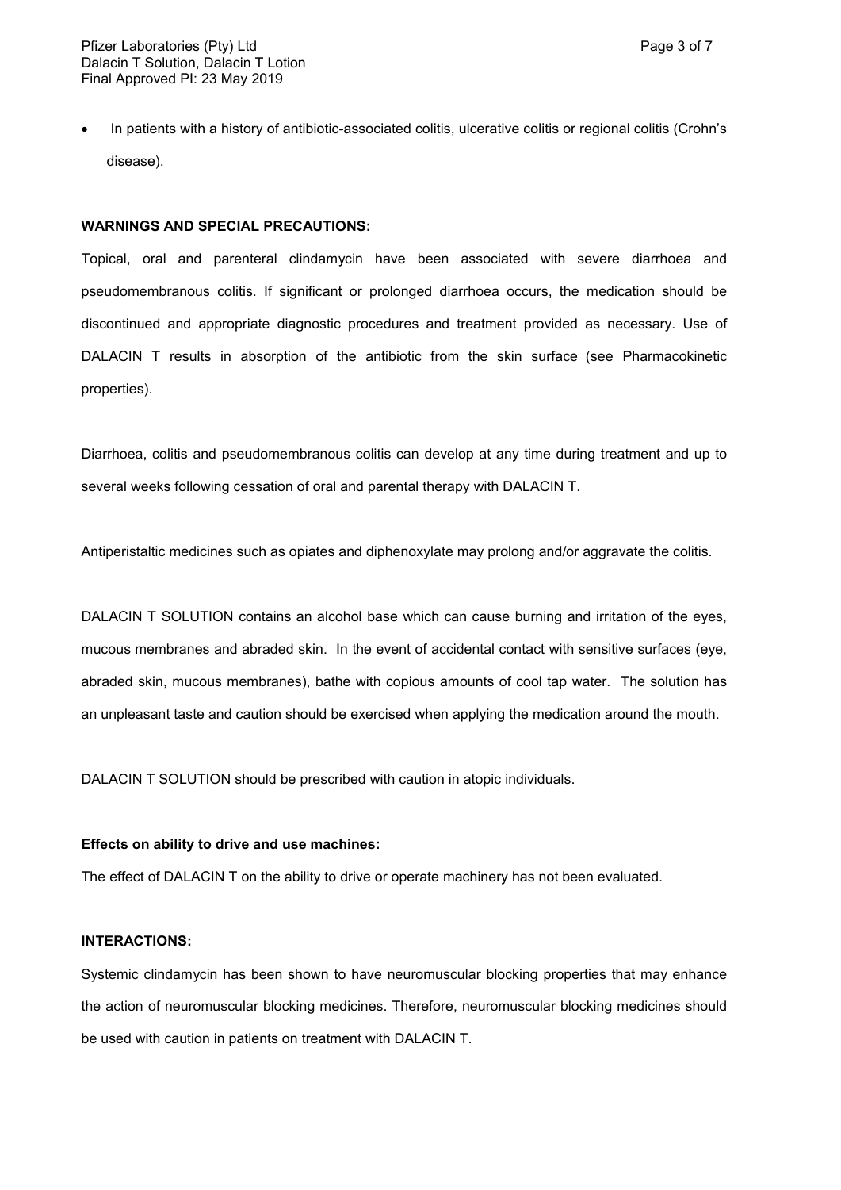- In patients with a history of antibiotic-associated colitis, ulcerative colitis or regional colitis (Crohn's disease).

**WARNINGS AND SPECIAL PRECAUTIONS:**

Topical, oral and parenteral clindamycin have been associated with severe diarrhoea and pseudomembranous colitis. If significant or prolonged diarrhoea occurs, the medication should be discontinued and appropriate diagnostic procedures and treatment provided as necessary. Use of DALACIN T results in absorption of the antibiotic from the skin surface (see Pharmacokinetic properties).

Diarrhoea, colitis and pseudomembranous colitis can develop at any time during treatment and up to several weeks following cessation of oral and parental therapy with DALACIN T.

Antiperistaltic medicines such as opiates and diphenoxylate may prolong and/or aggravate the colitis.

DALACIN T SOLUTION contains an alcohol base which can cause burning and irritation of the eyes, mucous membranes and abraded skin. In the event of accidental contact with sensitive surfaces (eye, abraded skin, mucous membranes), bathe with copious amounts of cool tap water. The solution has an unpleasant taste and caution should be exercised when applying the medication around the mouth.

DALACIN T SOLUTION should be prescribed with caution in atopic individuals.

**Effects on ability to drive and use machines:**

The effect of DALACIN T on the ability to drive or operate machinery has not been evaluated.

**INTERACTIONS:**

Systemic clindamycin has been shown to have neuromuscular blocking properties that may enhance the action of neuromuscular blocking medicines. Therefore, neuromuscular blocking medicines should be used with caution in patients on treatment with DALACIN T.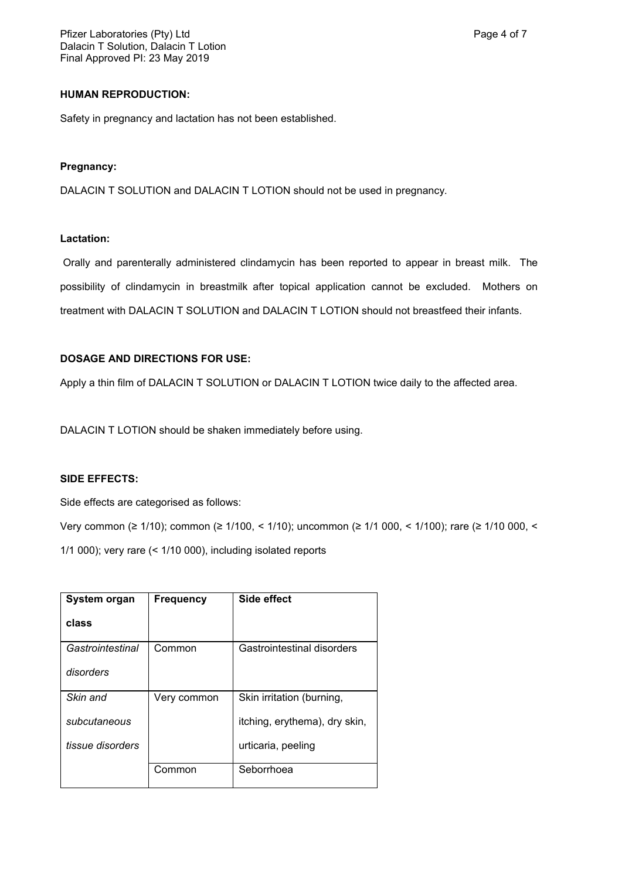**HUMAN REPRODUCTION:**

Safety in pregnancy and lactation has not been established.

**Pregnancy:**

DALACIN T SOLUTION and DALACIN T LOTION should not be used in pregnancy.

**Lactation:**

Orally and parenterally administered clindamycin has been reported to appear in breast milk. The possibility of clindamycin in breastmilk after topical application cannot be excluded. Mothers on treatment with DALACIN T SOLUTION and DALACIN T LOTION should not breastfeed their infants.

**DOSAGE AND DIRECTIONS FOR USE:**

Apply a thin film of DALACIN T SOLUTION or DALACIN T LOTION twice daily to the affected area.

DALACIN T LOTION should be shaken immediately before using.

**SIDE EFFECTS:**

Side effects are categorised as follows:

Very common (≥ 1/10); common (≥ 1/100, < 1/10); uncommon (≥ 1/1 000, < 1/100); rare (≥ 1/10 000, < 1/1 000); very rare (< 1/10 000), including isolated reports

| System organ class | Frequency | Side effect |
|---|---|---|
| *Gastrointestinal disorders* | Common | Gastrointestinal disorders |
| *Skin and subcutaneous tissue disorders* | Very common | Skin irritation (burning, itching, erythema), dry skin, urticaria, peeling |
| | Common | Seborrhoea |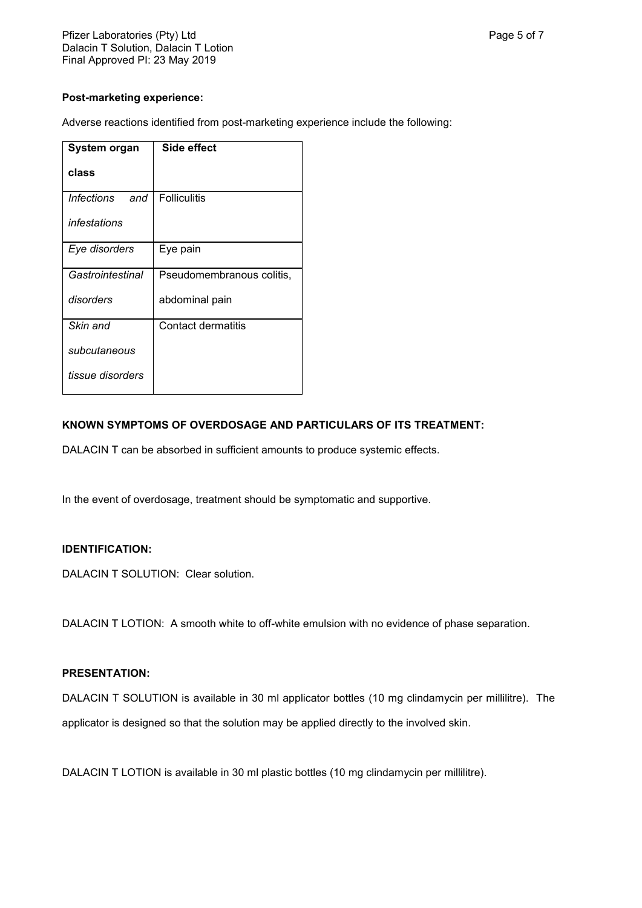**Post-marketing experience:**

Adverse reactions identified from post-marketing experience include the following:

| System organ class | Side effect |
|---|---|
| *Infections and infestations* | Folliculitis |
| *Eye disorders* | Eye pain |
| *Gastrointestinal disorders* | Pseudomembranous colitis, abdominal pain |
| *Skin and subcutaneous tissue disorders* | Contact dermatitis |

**KNOWN SYMPTOMS OF OVERDOSAGE AND PARTICULARS OF ITS TREATMENT:**

DALACIN T can be absorbed in sufficient amounts to produce systemic effects.

In the event of overdosage, treatment should be symptomatic and supportive.

**IDENTIFICATION:**

DALACIN T SOLUTION: Clear solution.

DALACIN T LOTION: A smooth white to off-white emulsion with no evidence of phase separation.

**PRESENTATION:**

DALACIN T SOLUTION is available in 30 ml applicator bottles (10 mg clindamycin per millilitre). The applicator is designed so that the solution may be applied directly to the involved skin.

DALACIN T LOTION is available in 30 ml plastic bottles (10 mg clindamycin per millilitre).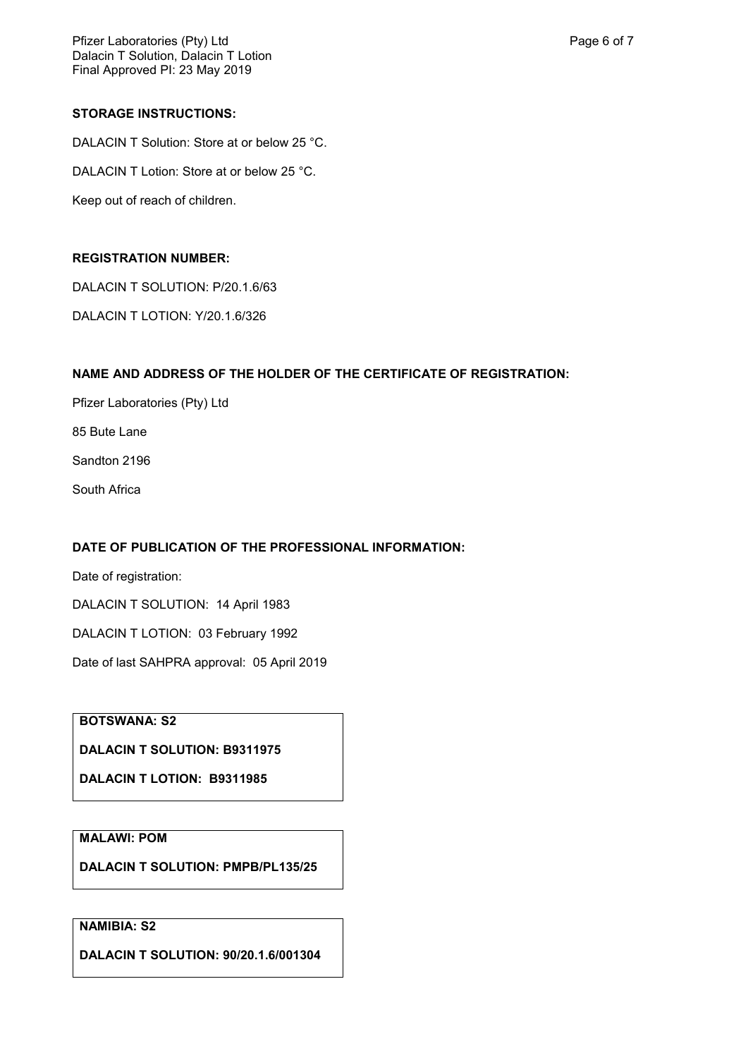**STORAGE INSTRUCTIONS:**

DALACIN T Solution: Store at or below 25 °C.

DALACIN T Lotion: Store at or below 25 °C.

Keep out of reach of children.

**REGISTRATION NUMBER:**

DALACIN T SOLUTION: P/20.1.6/63

DALACIN T LOTION: Y/20.1.6/326

**NAME AND ADDRESS OF THE HOLDER OF THE CERTIFICATE OF REGISTRATION:**

Pfizer Laboratories (Pty) Ltd

85 Bute Lane

Sandton 2196

South Africa

**DATE OF PUBLICATION OF THE PROFESSIONAL INFORMATION:**

Date of registration:

DALACIN T SOLUTION: 14 April 1983

DALACIN T LOTION: 03 February 1992

Date of last SAHPRA approval: 05 April 2019

**BOTSWANA: S2**

**DALACIN T SOLUTION: B9311975**

**DALACIN T LOTION: B9311985**

**MALAWI: POM**

**DALACIN T SOLUTION: PMPB/PL135/25**

**NAMIBIA: S2**

**DALACIN T SOLUTION: 90/20.1.6/001304**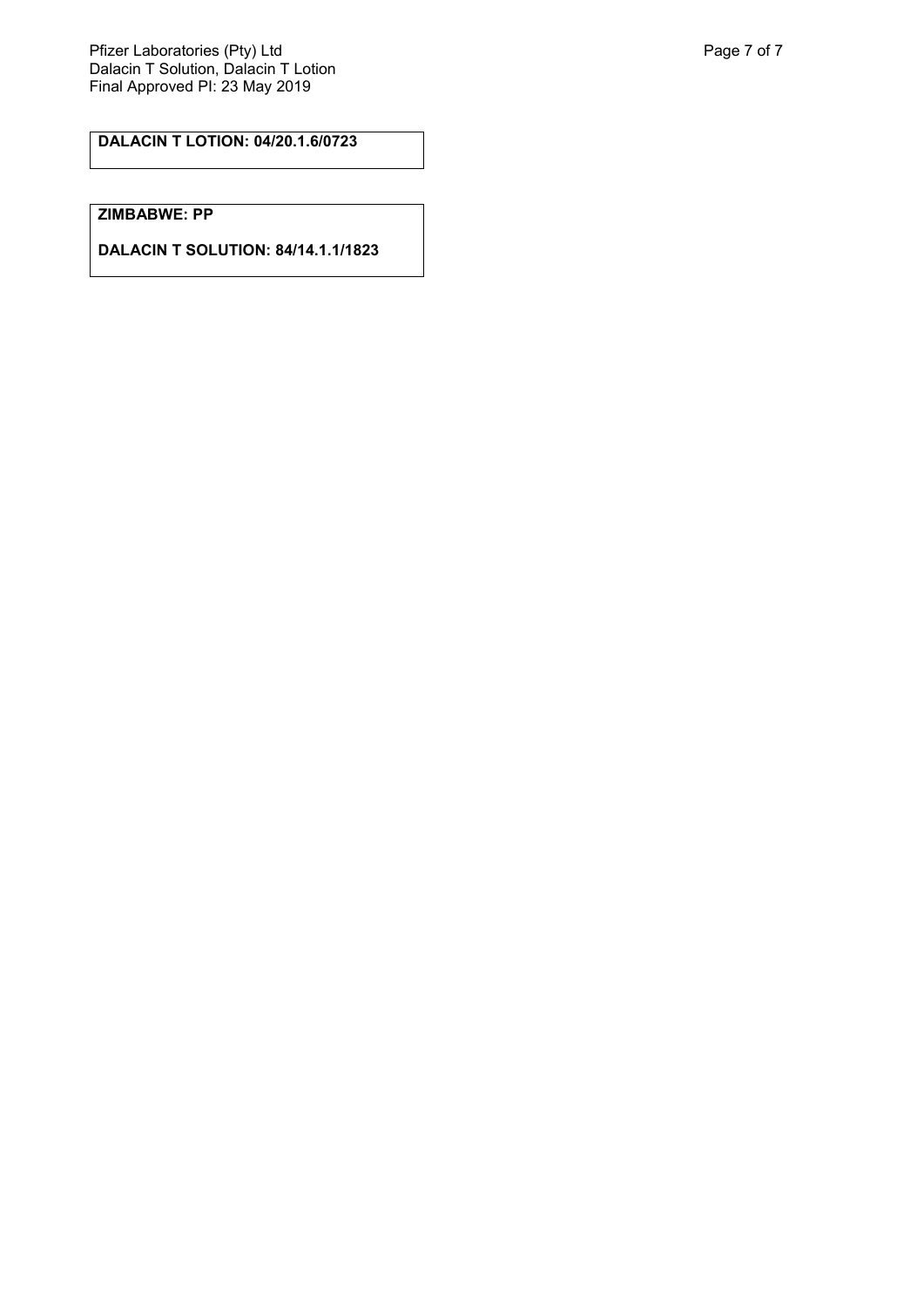**DALACIN T LOTION: 04/20.1.6/0723**

**ZIMBABWE: PP**

**DALACIN T SOLUTION: 84/14.1.1/1823**